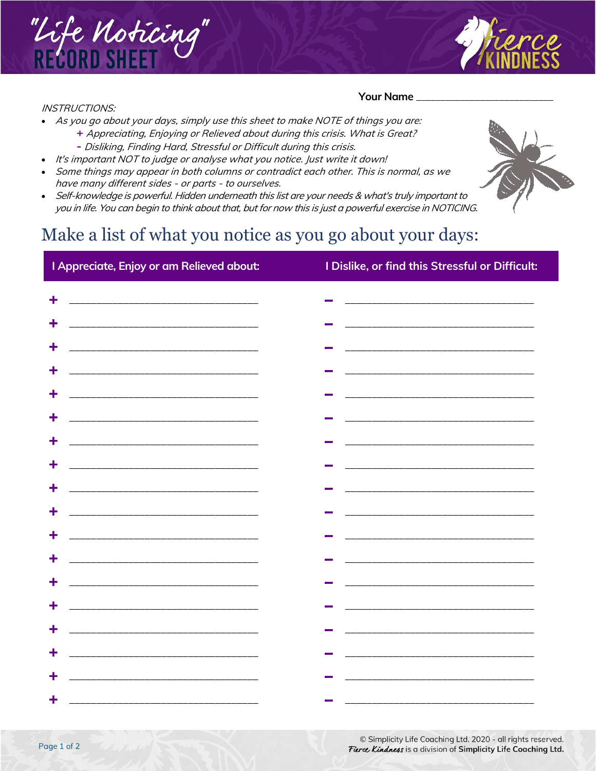# "Life Noticing" RECORD SHEET

**Your Name** ___________________________

*INSTRUCTIONS:*

- *As you go about your days, simply use this sheet to make NOTE of things you are:*
  - **+** *Appreciating, Enjoying or Relieved about during this crisis. What is Great?*
  - **-** *Disliking, Finding Hard, Stressful or Difficult during this crisis.*
- *It's important NOT to judge or analyse what you notice. Just write it down!*
- *Some things may appear in both columns or contradict each other. This is normal, as we have many different sides - or parts - to ourselves.*
- *Self-knowledge is powerful. Hidden underneath this list are your needs & what's truly important to you in life. You can begin to think about that, but for now this is just a powerful exercise in NOTICING.*

## Make a list of what you notice as you go about your days:

| I Appreciate, Enjoy or am Relieved about: | I Dislike, or find this Stressful or Difficult: |
|---|---|
| + ________________________ | – ________________________ |
| + ________________________ | – ________________________ |
| + ________________________ | – ________________________ |
| + ________________________ | – ________________________ |
| + ________________________ | – ________________________ |
| + ________________________ | – ________________________ |
| + ________________________ | – ________________________ |
| + ________________________ | – ________________________ |
| + ________________________ | – ________________________ |
| + ________________________ | – ________________________ |
| + ________________________ | – ________________________ |
| + ________________________ | – ________________________ |
| + ________________________ | – ________________________ |
| + ________________________ | – ________________________ |
| + ________________________ | – ________________________ |
| + ________________________ | – ________________________ |
| + ________________________ | – ________________________ |
| + ________________________ | – ________________________ |

© Simplicity Life Coaching Ltd. 2020 - all rights reserved.
*Fierce Kindness* is a division of **Simplicity Life Coaching Ltd.**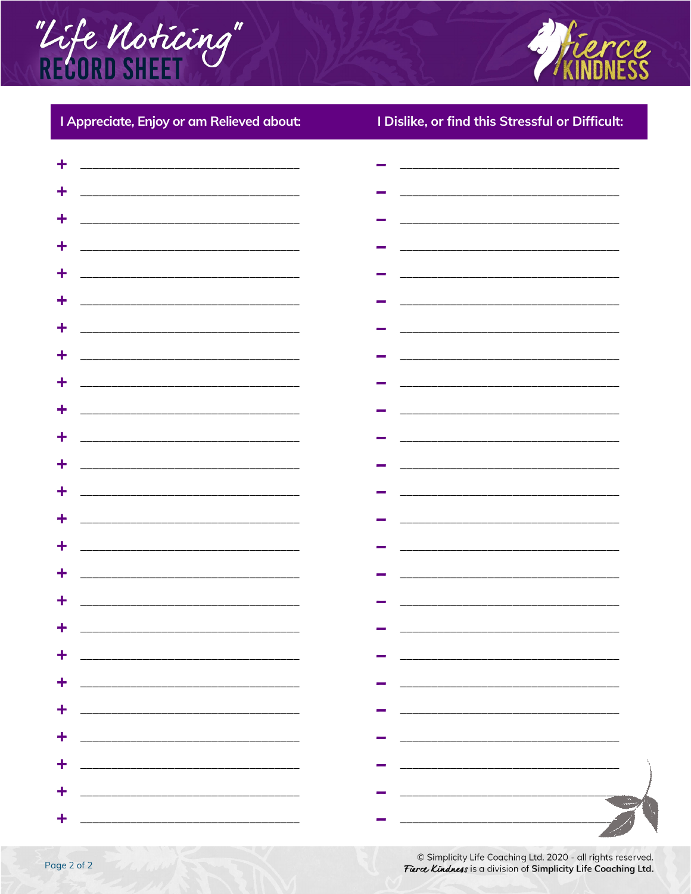# "Life Noticing" RECORD SHEET

Fierce KINDNESS

| I Appreciate, Enjoy or am Relieved about: | I Dislike, or find this Stressful or Difficult: |
|---|---|
| + ______________________________ | – ______________________________ |
| + ______________________________ | – ______________________________ |
| + ______________________________ | – ______________________________ |
| + ______________________________ | – ______________________________ |
| + ______________________________ | – ______________________________ |
| + ______________________________ | – ______________________________ |
| + ______________________________ | – ______________________________ |
| + ______________________________ | – ______________________________ |
| + ______________________________ | – ______________________________ |
| + ______________________________ | – ______________________________ |
| + ______________________________ | – ______________________________ |
| + ______________________________ | – ______________________________ |
| + ______________________________ | – ______________________________ |
| + ______________________________ | – ______________________________ |
| + ______________________________ | – ______________________________ |
| + ______________________________ | – ______________________________ |
| + ______________________________ | – ______________________________ |
| + ______________________________ | – ______________________________ |
| + ______________________________ | – ______________________________ |
| + ______________________________ | – ______________________________ |
| + ______________________________ | – ______________________________ |
| + ______________________________ | – ______________________________ |
| + ______________________________ | – ______________________________ |
| + ______________________________ | – ______________________________ |
| + ______________________________ | – ______________________________ |

© Simplicity Life Coaching Ltd. 2020 - all rights reserved.
*Fierce Kindness* is a division of **Simplicity Life Coaching Ltd.**